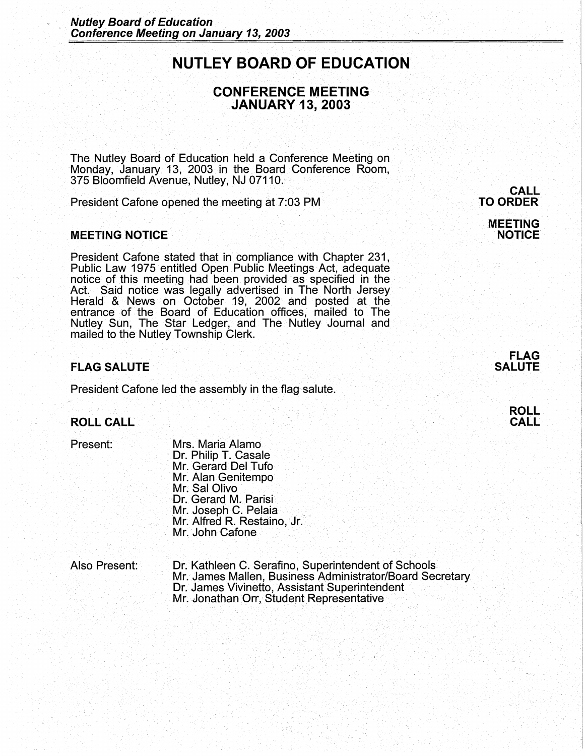# NUTLEY BOARD OF EDUCATION

## CONFERENCE MEETING
## JANUARY 13, 2003

The Nutley Board of Education held a Conference Meeting on Monday, January 13, 2003 in the Board Conference Room, 375 Bloomfield Avenue, Nutley, NJ 07110.

**CALL TO ORDER**

President Cafone opened the meeting at 7:03 PM

### MEETING NOTICE

President Cafone stated that in compliance with Chapter 231, Public Law 1975 entitled Open Public Meetings Act, adequate notice of this meeting had been provided as specified in the Act. Said notice was legally advertised in The North Jersey Herald & News on October 19, 2002 and posted at the entrance of the Board of Education offices, mailed to The Nutley Sun, The Star Ledger, and The Nutley Journal and mailed to the Nutley Township Clerk.

### FLAG SALUTE

President Cafone led the assembly in the flag salute.

### ROLL CALL

Present:

- Mrs. Maria Alamo
- Dr. Philip T. Casale
- Mr. Gerard Del Tufo
- Mr. Alan Genitempo
- Mr. Sal Olivo
- Dr. Gerard M. Parisi
- Mr. Joseph C. Pelaia
- Mr. Alfred R. Restaino, Jr.
- Mr. John Cafone

Also Present:

- Dr. Kathleen C. Serafino, Superintendent of Schools
- Mr. James Mallen, Business Administrator/Board Secretary
- Dr. James Vivinetto, Assistant Superintendent
- Mr. Jonathan Orr, Student Representative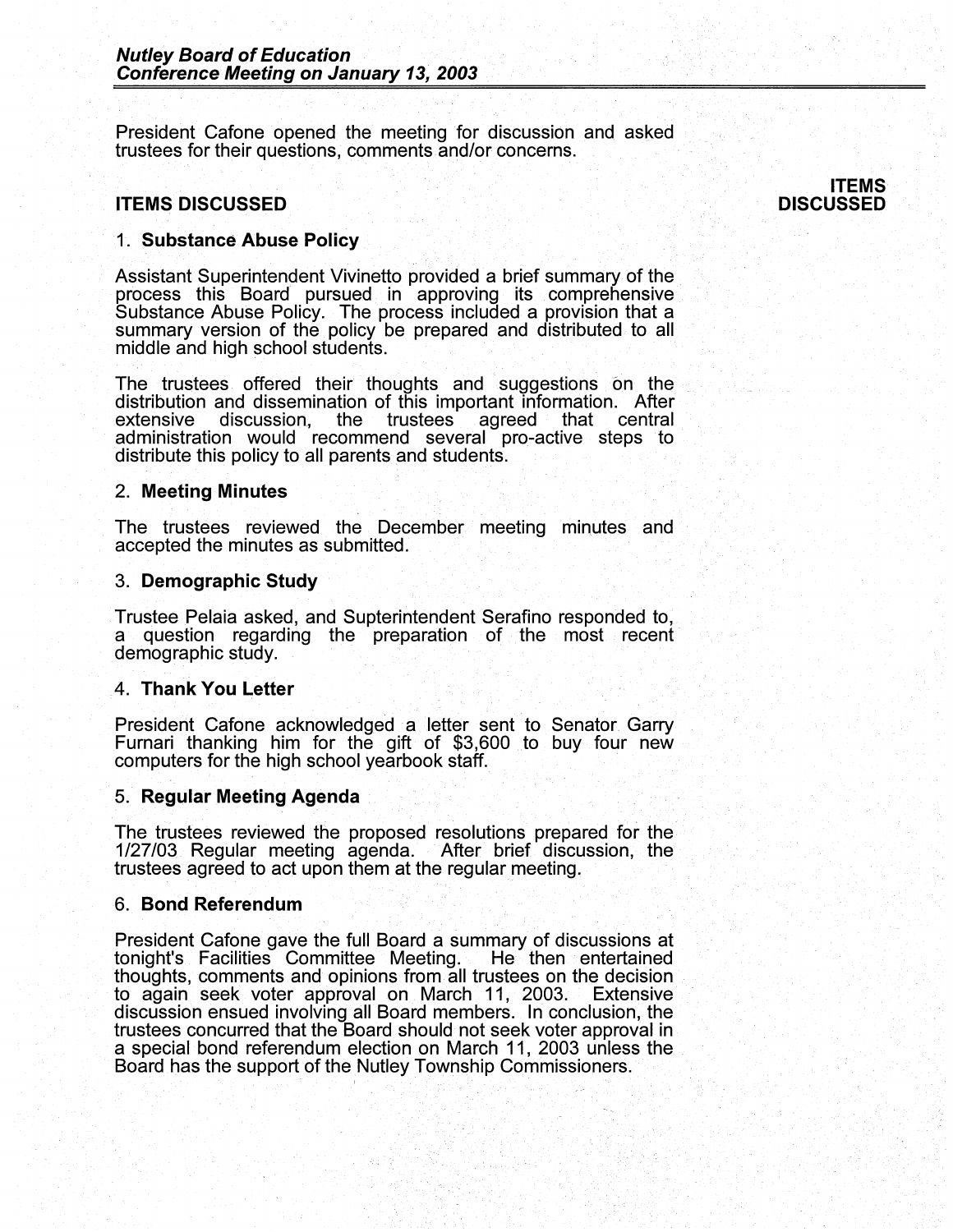President Cafone opened the meeting for discussion and asked trustees for their questions, comments and/or concerns.

## ITEMS DISCUSSED

**ITEMS DISCUSSED**

1. **Substance Abuse Policy**

Assistant Superintendent Vivinetto provided a brief summary of the process this Board pursued in approving its comprehensive Substance Abuse Policy. The process included a provision that a summary version of the policy be prepared and distributed to all middle and high school students.

The trustees offered their thoughts and suggestions on the distribution and dissemination of this important information. After extensive discussion, the trustees agreed that central administration would recommend several pro-active steps to distribute this policy to all parents and students.

2. **Meeting Minutes**

The trustees reviewed the December meeting minutes and accepted the minutes as submitted.

3. **Demographic Study**

Trustee Pelaia asked, and Supterintendent Serafino responded to, a question regarding the preparation of the most recent demographic study.

4. **Thank You Letter**

President Cafone acknowledged a letter sent to Senator Garry Furnari thanking him for the gift of $3,600 to buy four new computers for the high school yearbook staff.

5. **Regular Meeting Agenda**

The trustees reviewed the proposed resolutions prepared for the 1/27/03 Regular meeting agenda. After brief discussion, the trustees agreed to act upon them at the regular meeting.

6. **Bond Referendum**

President Cafone gave the full Board a summary of discussions at tonight's Facilities Committee Meeting. He then entertained thoughts, comments and opinions from all trustees on the decision to again seek voter approval on March 11, 2003. Extensive discussion ensued involving all Board members. In conclusion, the trustees concurred that the Board should not seek voter approval in a special bond referendum election on March 11, 2003 unless the Board has the support of the Nutley Township Commissioners.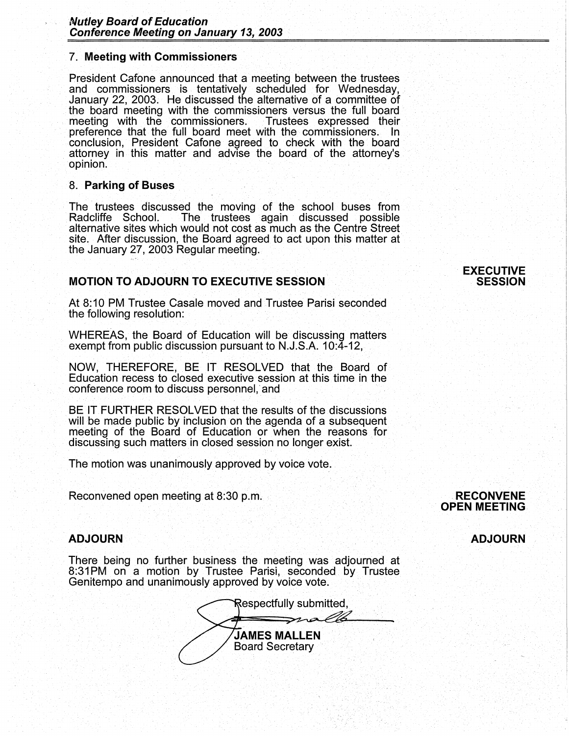## 7. Meeting with Commissioners

President Cafone announced that a meeting between the trustees and commissioners is tentatively scheduled for Wednesday, January 22, 2003. He discussed the alternative of a committee of the board meeting with the commissioners versus the full board meeting with the commissioners. Trustees expressed their preference that the full board meet with the commissioners. In conclusion, President Cafone agreed to check with the board attorney in this matter and advise the board of the attorney's opinion.

## 8. Parking of Buses

The trustees discussed the moving of the school buses from Radcliffe School. The trustees again discussed possible alternative sites which would not cost as much as the Centre Street site. After discussion, the Board agreed to act upon this matter at the January 27, 2003 Regular meeting.

## MOTION TO ADJOURN TO EXECUTIVE SESSION

**EXECUTIVE SESSION**

At 8:10 PM Trustee Casale moved and Trustee Parisi seconded the following resolution:

WHEREAS, the Board of Education will be discussing matters exempt from public discussion pursuant to N.J.S.A. 10:4-12,

NOW, THEREFORE, BE IT RESOLVED that the Board of Education recess to closed executive session at this time in the conference room to discuss personnel, and

BE IT FURTHER RESOLVED that the results of the discussions will be made public by inclusion on the agenda of a subsequent meeting of the Board of Education or when the reasons for discussing such matters in closed session no longer exist.

The motion was unanimously approved by voice vote.

**RECONVENE OPEN MEETING**

Reconvened open meeting at 8:30 p.m.

## ADJOURN

**ADJOURN**

There being no further business the meeting was adjourned at 8:31PM on a motion by Trustee Parisi, seconded by Trustee Genitempo and unanimously approved by voice vote.

Respectfully submitted,

**JAMES MALLEN**
Board Secretary